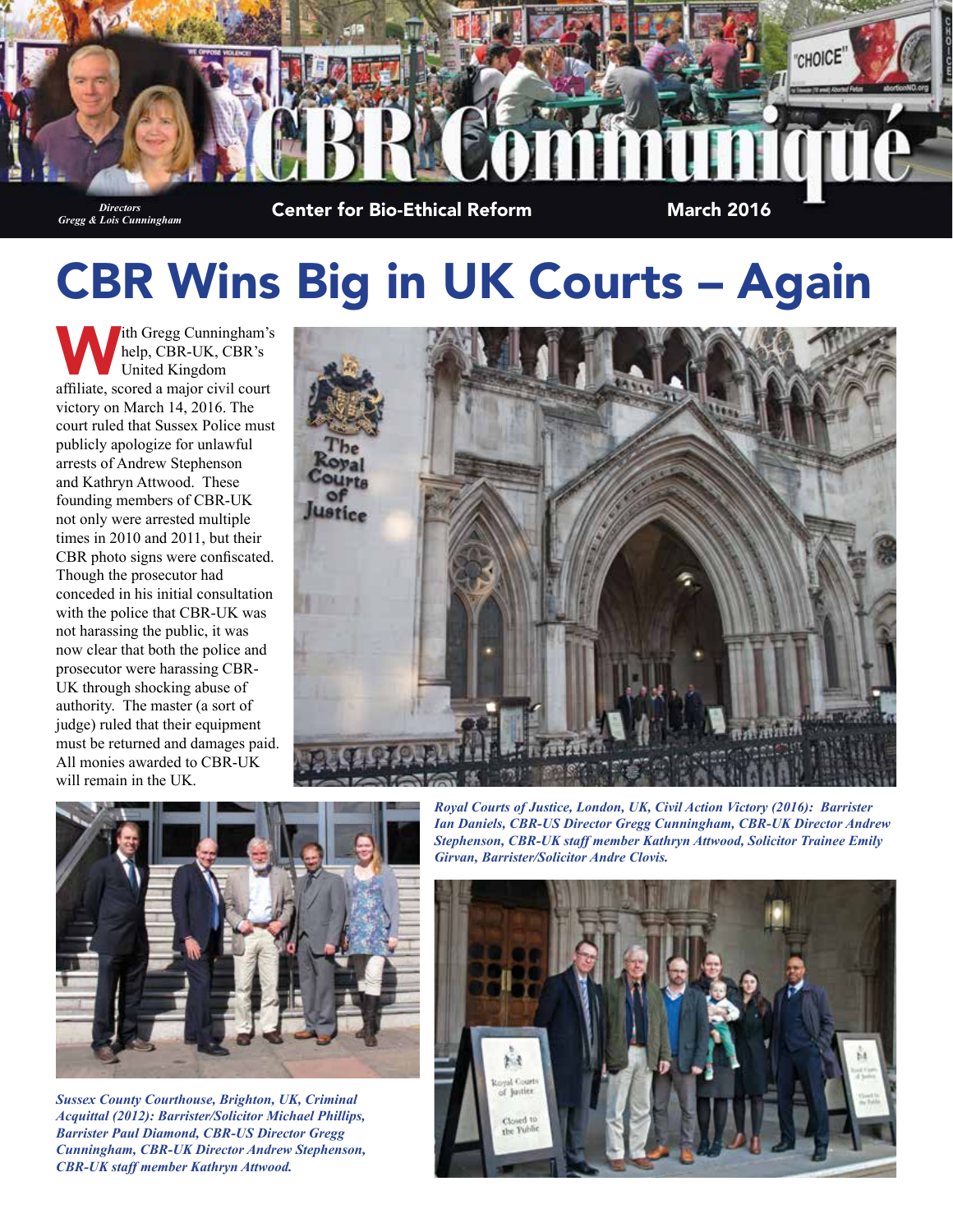# CBR Communiqué

*Directors*
*Gregg & Lois Cunningham*

Center for Bio-Ethical Reform

March 2016

# CBR Wins Big in UK Courts – Again

With Gregg Cunningham's help, CBR-UK, CBR's United Kingdom affiliate, scored a major civil court victory on March 14, 2016. The court ruled that Sussex Police must publicly apologize for unlawful arrests of Andrew Stephenson and Kathryn Attwood. These founding members of CBR-UK not only were arrested multiple times in 2010 and 2011, but their CBR photo signs were confiscated. Though the prosecutor had conceded in his initial consultation with the police that CBR-UK was not harassing the public, it was now clear that both the police and prosecutor were harassing CBR-UK through shocking abuse of authority. The master (a sort of judge) ruled that their equipment must be returned and damages paid. All monies awarded to CBR-UK will remain in the UK.

***Royal Courts of Justice, London, UK, Civil Action Victory (2016): Barrister Ian Daniels, CBR-US Director Gregg Cunningham, CBR-UK Director Andrew Stephenson, CBR-UK staff member Kathryn Attwood, Solicitor Trainee Emily Girvan, Barrister/Solicitor Andre Clovis.***

***Sussex County Courthouse, Brighton, UK, Criminal Acquittal (2012): Barrister/Solicitor Michael Phillips, Barrister Paul Diamond, CBR-US Director Gregg Cunningham, CBR-UK Director Andrew Stephenson, CBR-UK staff member Kathryn Attwood.***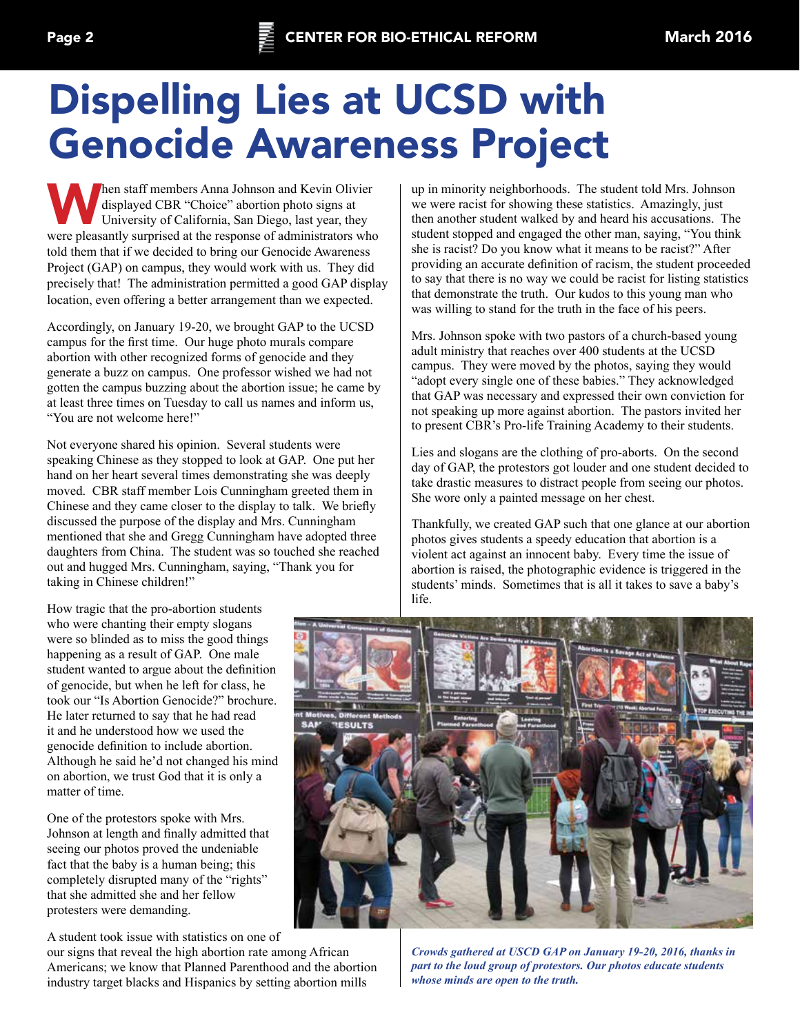# Dispelling Lies at UCSD with Genocide Awareness Project

When staff members Anna Johnson and Kevin Olivier displayed CBR "Choice" abortion photo signs at University of California, San Diego, last year, they were pleasantly surprised at the response of administrators who told them that if we decided to bring our Genocide Awareness Project (GAP) on campus, they would work with us. They did precisely that! The administration permitted a good GAP display location, even offering a better arrangement than we expected.

Accordingly, on January 19-20, we brought GAP to the UCSD campus for the first time. Our huge photo murals compare abortion with other recognized forms of genocide and they generate a buzz on campus. One professor wished we had not gotten the campus buzzing about the abortion issue; he came by at least three times on Tuesday to call us names and inform us, "You are not welcome here!"

Not everyone shared his opinion. Several students were speaking Chinese as they stopped to look at GAP. One put her hand on her heart several times demonstrating she was deeply moved. CBR staff member Lois Cunningham greeted them in Chinese and they came closer to the display to talk. We briefly discussed the purpose of the display and Mrs. Cunningham mentioned that she and Gregg Cunningham have adopted three daughters from China. The student was so touched she reached out and hugged Mrs. Cunningham, saying, "Thank you for taking in Chinese children!"

How tragic that the pro-abortion students who were chanting their empty slogans were so blinded as to miss the good things happening as a result of GAP. One male student wanted to argue about the definition of genocide, but when he left for class, he took our "Is Abortion Genocide?" brochure. He later returned to say that he had read it and he understood how we used the genocide definition to include abortion. Although he said he'd not changed his mind on abortion, we trust God that it is only a matter of time.

One of the protestors spoke with Mrs. Johnson at length and finally admitted that seeing our photos proved the undeniable fact that the baby is a human being; this completely disrupted many of the "rights" that she admitted she and her fellow protesters were demanding.

A student took issue with statistics on one of our signs that reveal the high abortion rate among African Americans; we know that Planned Parenthood and the abortion industry target blacks and Hispanics by setting abortion mills up in minority neighborhoods. The student told Mrs. Johnson we were racist for showing these statistics. Amazingly, just then another student walked by and heard his accusations. The student stopped and engaged the other man, saying, "You think she is racist? Do you know what it means to be racist?" After providing an accurate definition of racism, the student proceeded to say that there is no way we could be racist for listing statistics that demonstrate the truth. Our kudos to this young man who was willing to stand for the truth in the face of his peers.

Mrs. Johnson spoke with two pastors of a church-based young adult ministry that reaches over 400 students at the UCSD campus. They were moved by the photos, saying they would "adopt every single one of these babies." They acknowledged that GAP was necessary and expressed their own conviction for not speaking up more against abortion. The pastors invited her to present CBR's Pro-life Training Academy to their students.

Lies and slogans are the clothing of pro-aborts. On the second day of GAP, the protestors got louder and one student decided to take drastic measures to distract people from seeing our photos. She wore only a painted message on her chest.

Thankfully, we created GAP such that one glance at our abortion photos gives students a speedy education that abortion is a violent act against an innocent baby. Every time the issue of abortion is raised, the photographic evidence is triggered in the students' minds. Sometimes that is all it takes to save a baby's life.

*Crowds gathered at USCD GAP on January 19-20, 2016, thanks in part to the loud group of protestors. Our photos educate students whose minds are open to the truth.*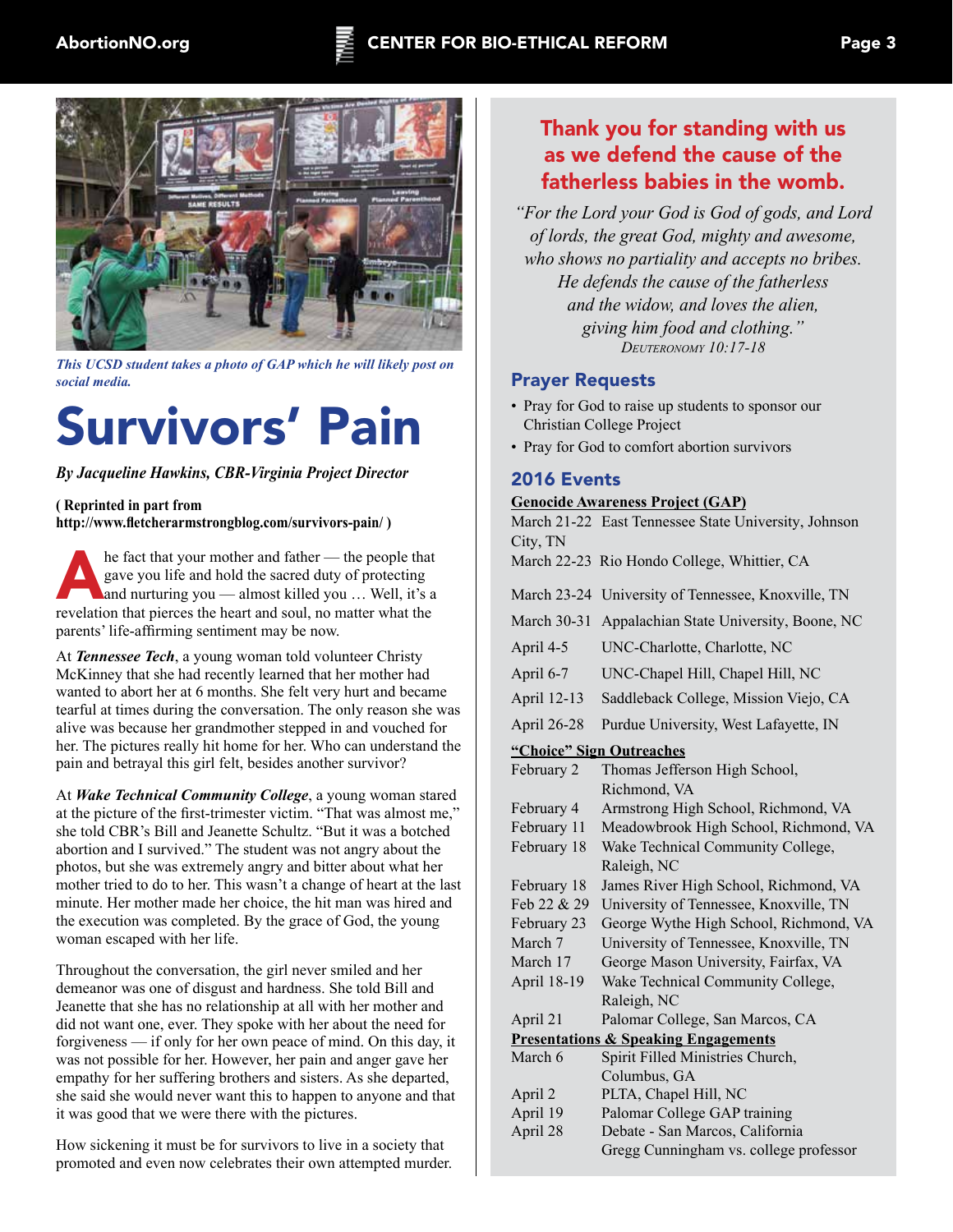*This UCSD student takes a photo of GAP which he will likely post on social media.*

# Survivors' Pain

***By Jacqueline Hawkins, CBR-Virginia Project Director***

**( Reprinted in part from http://www.fletcherarmstrongblog.com/survivors-pain/ )**

A he fact that your mother and father — the people that gave you life and hold the sacred duty of protecting and nurturing you — almost killed you … Well, it's a revelation that pierces the heart and soul, no matter what the parents' life-affirming sentiment may be now.

At ***Tennessee Tech***, a young woman told volunteer Christy McKinney that she had recently learned that her mother had wanted to abort her at 6 months. She felt very hurt and became tearful at times during the conversation. The only reason she was alive was because her grandmother stepped in and vouched for her. The pictures really hit home for her. Who can understand the pain and betrayal this girl felt, besides another survivor?

At ***Wake Technical Community College***, a young woman stared at the picture of the first-trimester victim. "That was almost me," she told CBR's Bill and Jeanette Schultz. "But it was a botched abortion and I survived." The student was not angry about the photos, but she was extremely angry and bitter about what her mother tried to do to her. This wasn't a change of heart at the last minute. Her mother made her choice, the hit man was hired and the execution was completed. By the grace of God, the young woman escaped with her life.

Throughout the conversation, the girl never smiled and her demeanor was one of disgust and hardness. She told Bill and Jeanette that she has no relationship at all with her mother and did not want one, ever. They spoke with her about the need for forgiveness — if only for her own peace of mind. On this day, it was not possible for her. However, her pain and anger gave her empathy for her suffering brothers and sisters. As she departed, she said she would never want this to happen to anyone and that it was good that we were there with the pictures.

How sickening it must be for survivors to live in a society that promoted and even now celebrates their own attempted murder.

## Thank you for standing with us as we defend the cause of the fatherless babies in the womb.

*"For the Lord your God is God of gods, and Lord of lords, the great God, mighty and awesome, who shows no partiality and accepts no bribes. He defends the cause of the fatherless and the widow, and loves the alien, giving him food and clothing."*
*Deuteronomy 10:17-18*

## Prayer Requests

- Pray for God to raise up students to sponsor our Christian College Project
- Pray for God to comfort abortion survivors

## 2016 Events

**Genocide Awareness Project (GAP)**

| | |
|---|---|
| March 21-22 | East Tennessee State University, Johnson City, TN |
| March 22-23 | Rio Hondo College, Whittier, CA |
| March 23-24 | University of Tennessee, Knoxville, TN |
| March 30-31 | Appalachian State University, Boone, NC |
| April 4-5 | UNC-Charlotte, Charlotte, NC |
| April 6-7 | UNC-Chapel Hill, Chapel Hill, NC |
| April 12-13 | Saddleback College, Mission Viejo, CA |
| April 26-28 | Purdue University, West Lafayette, IN |

**"Choice" Sign Outreaches**

| | |
|---|---|
| February 2 | Thomas Jefferson High School, Richmond, VA |
| February 4 | Armstrong High School, Richmond, VA |
| February 11 | Meadowbrook High School, Richmond, VA |
| February 18 | Wake Technical Community College, Raleigh, NC |
| February 18 | James River High School, Richmond, VA |
| Feb 22 & 29 | University of Tennessee, Knoxville, TN |
| February 23 | George Wythe High School, Richmond, VA |
| March 7 | University of Tennessee, Knoxville, TN |
| March 17 | George Mason University, Fairfax, VA |
| April 18-19 | Wake Technical Community College, Raleigh, NC |
| April 21 | Palomar College, San Marcos, CA |

**Presentations & Speaking Engagements**

| | |
|---|---|
| March 6 | Spirit Filled Ministries Church, Columbus, GA |
| April 2 | PLTA, Chapel Hill, NC |
| April 19 | Palomar College GAP training |
| April 28 | Debate - San Marcos, California Gregg Cunningham vs. college professor |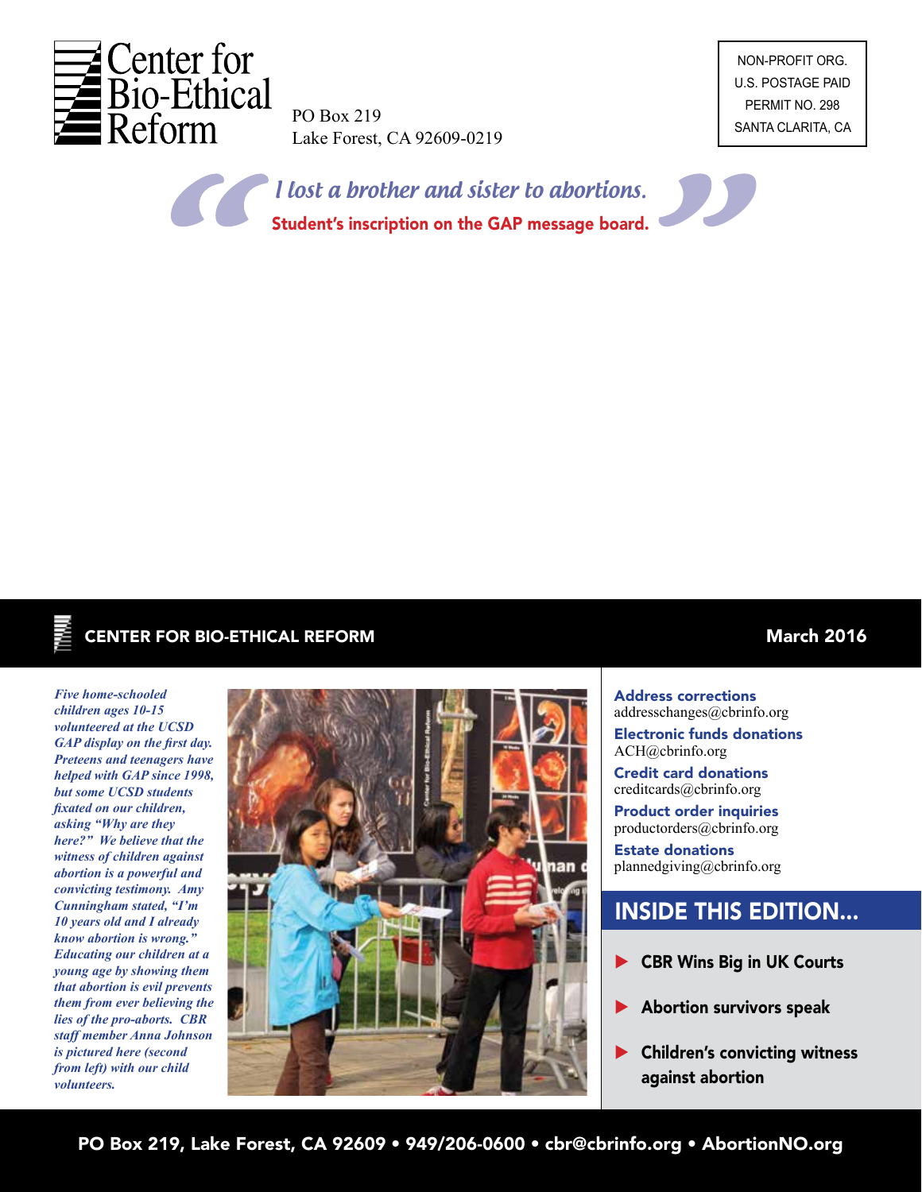Center for Bio-Ethical Reform

PO Box 219
Lake Forest, CA 92609-0219

NON-PROFIT ORG.
U.S. POSTAGE PAID
PERMIT NO. 298
SANTA CLARITA, CA

*"I lost a brother and sister to abortions."*
**Student's inscription on the GAP message board.**

**CENTER FOR BIO-ETHICAL REFORM** — **March 2016**

***Five home-schooled children ages 10-15 volunteered at the UCSD GAP display on the first day. Preteens and teenagers have helped with GAP since 1998, but some UCSD students fixated on our children, asking "Why are they here?" We believe that the witness of children against abortion is a powerful and convicting testimony. Amy Cunningham stated, "I'm 10 years old and I already know abortion is wrong." Educating our children at a young age by showing them that abortion is evil prevents them from ever believing the lies of the pro-aborts. CBR staff member Anna Johnson is pictured here (second from left) with our child volunteers.***

**Address corrections**
addresschanges@cbrinfo.org

**Electronic funds donations**
ACH@cbrinfo.org

**Credit card donations**
creditcards@cbrinfo.org

**Product order inquiries**
productorders@cbrinfo.org

**Estate donations**
plannedgiving@cbrinfo.org

## INSIDE THIS EDITION...

- **CBR Wins Big in UK Courts**
- **Abortion survivors speak**
- **Children's convicting witness against abortion**

**PO Box 219, Lake Forest, CA 92609 • 949/206-0600 • cbr@cbrinfo.org • AbortionNO.org**